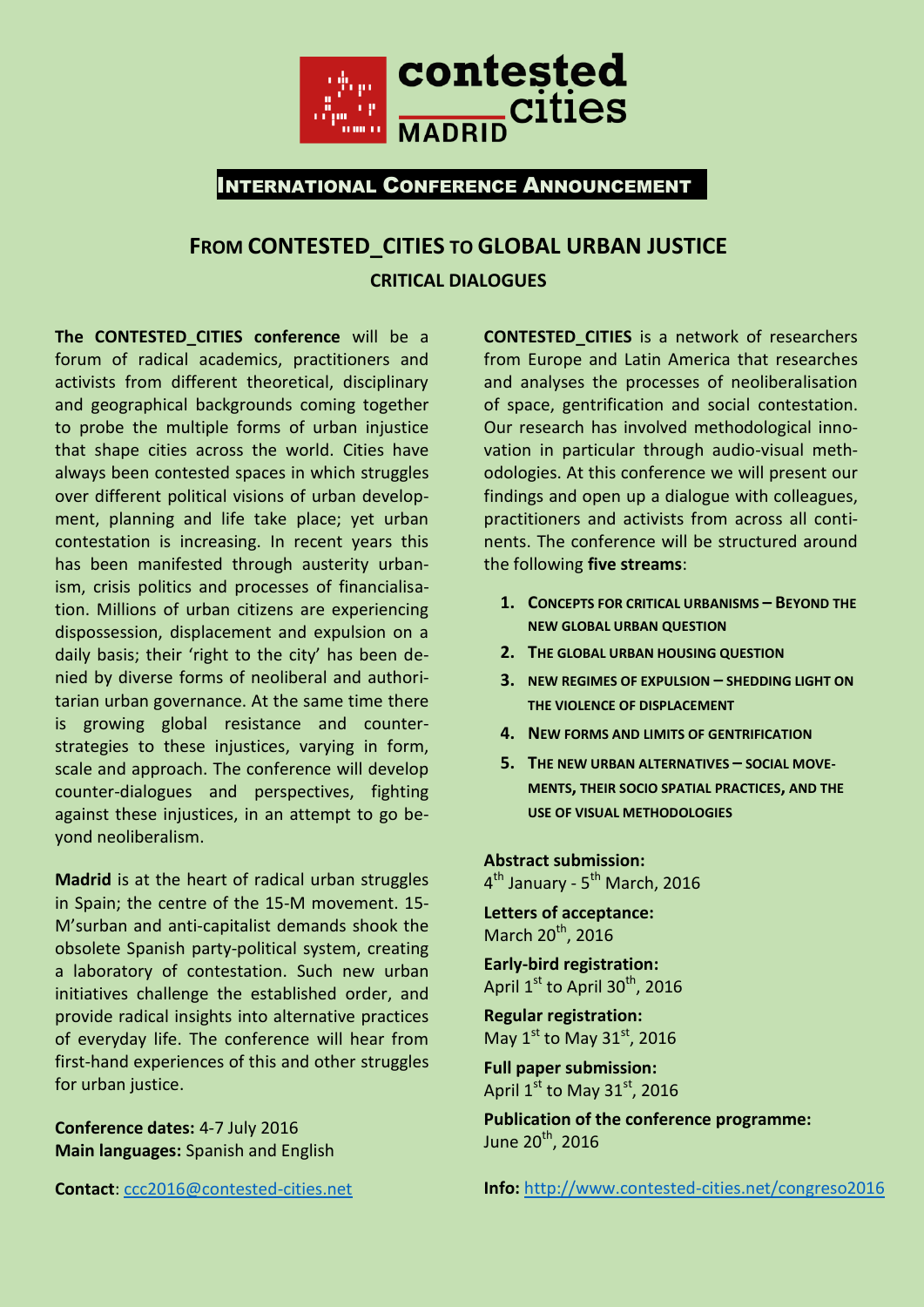# contested cities MADRID

## International Conference Announcement

# From CONTESTED_CITIES to GLOBAL URBAN JUSTICE

## CRITICAL DIALOGUES

**The CONTESTED_CITIES conference** will be a forum of radical academics, practitioners and activists from different theoretical, disciplinary and geographical backgrounds coming together to probe the multiple forms of urban injustice that shape cities across the world. Cities have always been contested spaces in which struggles over different political visions of urban development, planning and life take place; yet urban contestation is increasing. In recent years this has been manifested through austerity urbanism, crisis politics and processes of financialisation. Millions of urban citizens are experiencing dispossession, displacement and expulsion on a daily basis; their 'right to the city' has been denied by diverse forms of neoliberal and authoritarian urban governance. At the same time there is growing global resistance and counter-strategies to these injustices, varying in form, scale and approach. The conference will develop counter-dialogues and perspectives, fighting against these injustices, in an attempt to go beyond neoliberalism.

**Madrid** is at the heart of radical urban struggles in Spain; the centre of the 15-M movement. 15-M'surban and anti-capitalist demands shook the obsolete Spanish party-political system, creating a laboratory of contestation. Such new urban initiatives challenge the established order, and provide radical insights into alternative practices of everyday life. The conference will hear from first-hand experiences of this and other struggles for urban justice.

**Conference dates:** 4-7 July 2016
**Main languages:** Spanish and English

**Contact**: ccc2016@contested-cities.net

**CONTESTED_CITIES** is a network of researchers from Europe and Latin America that researches and analyses the processes of neoliberalisation of space, gentrification and social contestation. Our research has involved methodological innovation in particular through audio-visual methodologies. At this conference we will present our findings and open up a dialogue with colleagues, practitioners and activists from across all continents. The conference will be structured around the following **five streams**:

1. **Concepts for critical urbanisms – Beyond the new global urban question**
2. **The global urban housing question**
3. **New regimes of expulsion – shedding light on the violence of displacement**
4. **New forms and limits of gentrification**
5. **The new urban alternatives – social movements, their socio spatial practices, and the use of visual methodologies**

**Abstract submission:**
4th January - 5th March, 2016

**Letters of acceptance:**
March 20th, 2016

**Early-bird registration:**
April 1st to April 30th, 2016

**Regular registration:**
May 1st to May 31st, 2016

**Full paper submission:**
April 1st to May 31st, 2016

**Publication of the conference programme:**
June 20th, 2016

**Info:** http://www.contested-cities.net/congreso2016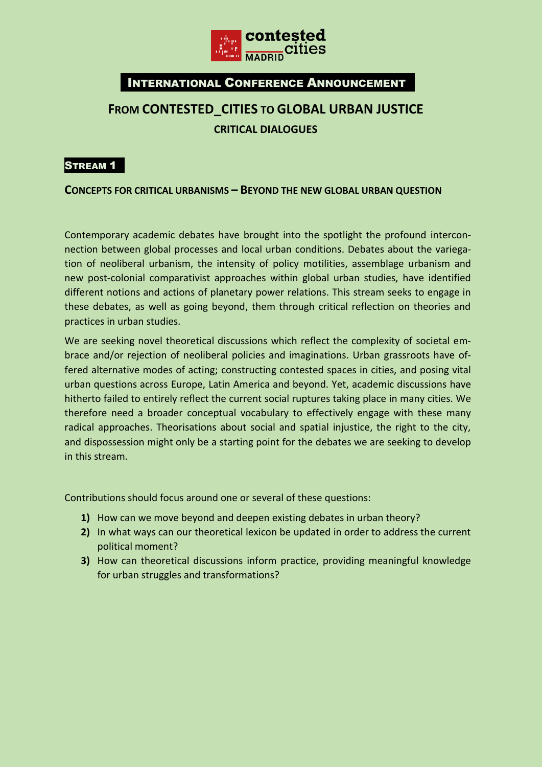INTERNATIONAL CONFERENCE ANNOUNCEMENT

# FROM CONTESTED_CITIES TO GLOBAL URBAN JUSTICE

## CRITICAL DIALOGUES

**STREAM 1**

### CONCEPTS FOR CRITICAL URBANISMS – BEYOND THE NEW GLOBAL URBAN QUESTION

Contemporary academic debates have brought into the spotlight the profound interconnection between global processes and local urban conditions. Debates about the variegation of neoliberal urbanism, the intensity of policy motilities, assemblage urbanism and new post-colonial comparativist approaches within global urban studies, have identified different notions and actions of planetary power relations. This stream seeks to engage in these debates, as well as going beyond, them through critical reflection on theories and practices in urban studies.

We are seeking novel theoretical discussions which reflect the complexity of societal embrace and/or rejection of neoliberal policies and imaginations. Urban grassroots have offered alternative modes of acting; constructing contested spaces in cities, and posing vital urban questions across Europe, Latin America and beyond. Yet, academic discussions have hitherto failed to entirely reflect the current social ruptures taking place in many cities. We therefore need a broader conceptual vocabulary to effectively engage with these many radical approaches. Theorisations about social and spatial injustice, the right to the city, and dispossession might only be a starting point for the debates we are seeking to develop in this stream.

Contributions should focus around one or several of these questions:

1) How can we move beyond and deepen existing debates in urban theory?
2) In what ways can our theoretical lexicon be updated in order to address the current political moment?
3) How can theoretical discussions inform practice, providing meaningful knowledge for urban struggles and transformations?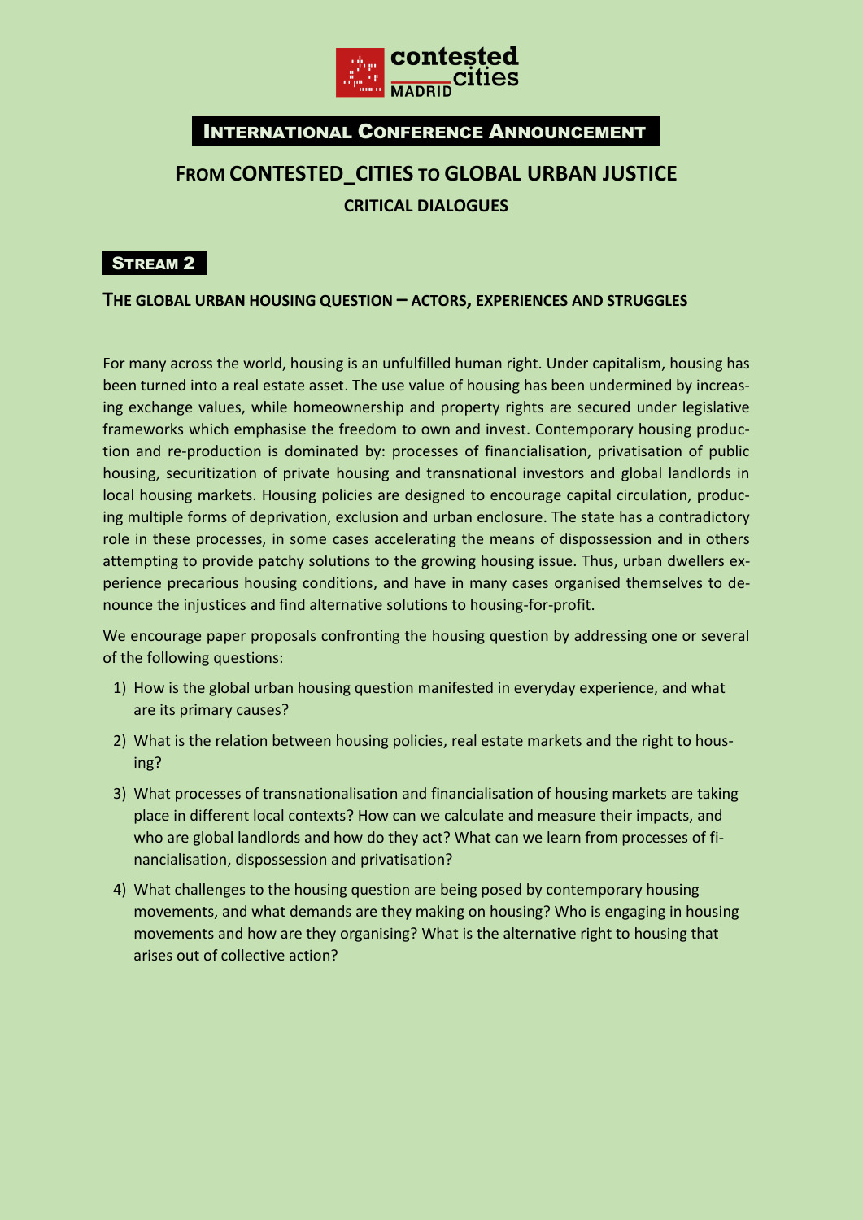contested cities MADRID

## International Conference Announcement

# From CONTESTED_CITIES to GLOBAL URBAN JUSTICE

### CRITICAL DIALOGUES

**Stream 2**

### The global urban housing question – actors, experiences and struggles

For many across the world, housing is an unfulfilled human right. Under capitalism, housing has been turned into a real estate asset. The use value of housing has been undermined by increasing exchange values, while homeownership and property rights are secured under legislative frameworks which emphasise the freedom to own and invest. Contemporary housing production and re-production is dominated by: processes of financialisation, privatisation of public housing, securitization of private housing and transnational investors and global landlords in local housing markets. Housing policies are designed to encourage capital circulation, producing multiple forms of deprivation, exclusion and urban enclosure. The state has a contradictory role in these processes, in some cases accelerating the means of dispossession and in others attempting to provide patchy solutions to the growing housing issue. Thus, urban dwellers experience precarious housing conditions, and have in many cases organised themselves to denounce the injustices and find alternative solutions to housing-for-profit.

We encourage paper proposals confronting the housing question by addressing one or several of the following questions:

1) How is the global urban housing question manifested in everyday experience, and what are its primary causes?
2) What is the relation between housing policies, real estate markets and the right to housing?
3) What processes of transnationalisation and financialisation of housing markets are taking place in different local contexts? How can we calculate and measure their impacts, and who are global landlords and how do they act? What can we learn from processes of financialisation, dispossession and privatisation?
4) What challenges to the housing question are being posed by contemporary housing movements, and what demands are they making on housing? Who is engaging in housing movements and how are they organising? What is the alternative right to housing that arises out of collective action?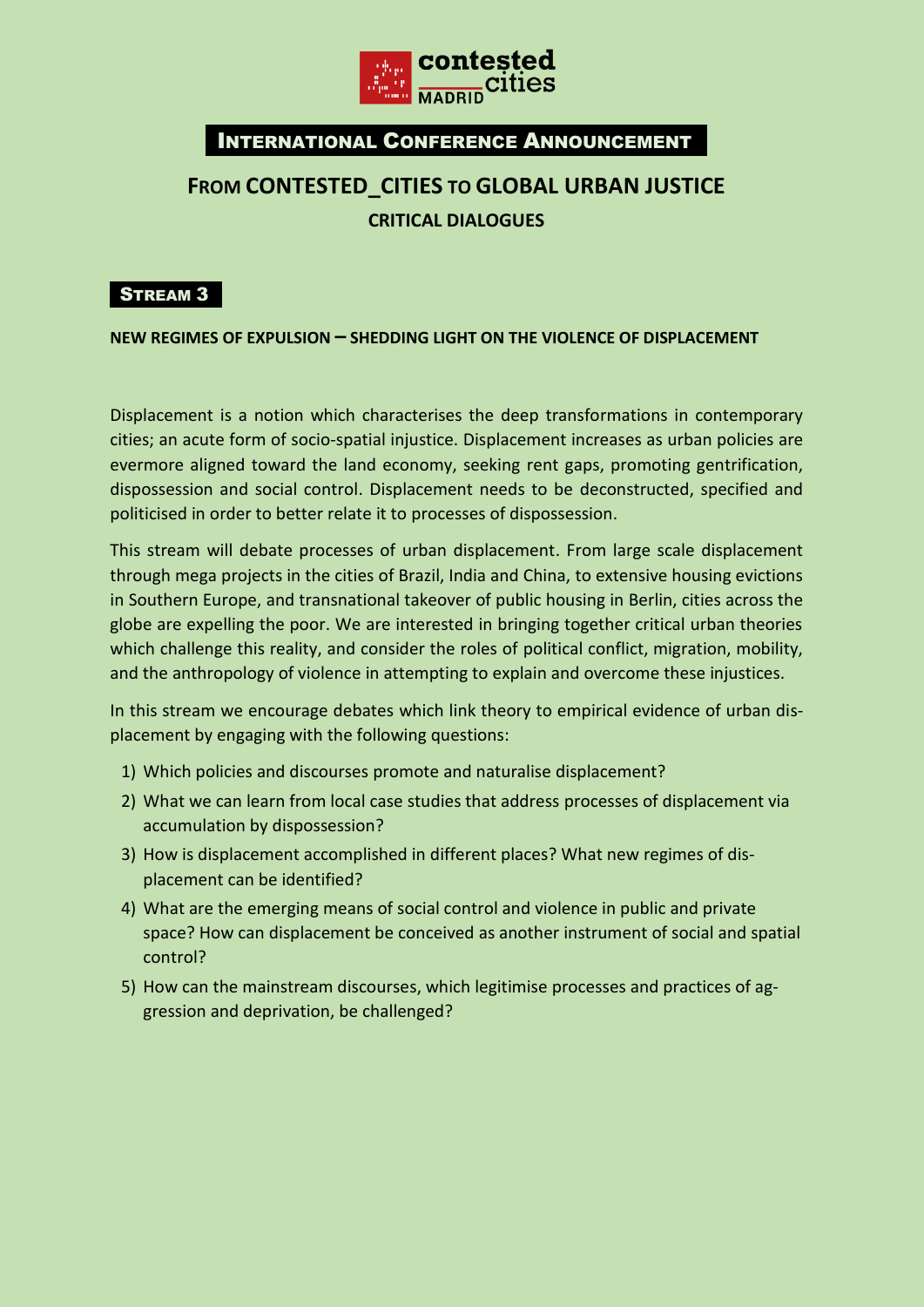contested cities MADRID

**International Conference Announcement**

# From CONTESTED_CITIES to GLOBAL URBAN JUSTICE

## CRITICAL DIALOGUES

**Stream 3**

### NEW REGIMES OF EXPULSION – SHEDDING LIGHT ON THE VIOLENCE OF DISPLACEMENT

Displacement is a notion which characterises the deep transformations in contemporary cities; an acute form of socio-spatial injustice. Displacement increases as urban policies are evermore aligned toward the land economy, seeking rent gaps, promoting gentrification, dispossession and social control. Displacement needs to be deconstructed, specified and politicised in order to better relate it to processes of dispossession.

This stream will debate processes of urban displacement. From large scale displacement through mega projects in the cities of Brazil, India and China, to extensive housing evictions in Southern Europe, and transnational takeover of public housing in Berlin, cities across the globe are expelling the poor. We are interested in bringing together critical urban theories which challenge this reality, and consider the roles of political conflict, migration, mobility, and the anthropology of violence in attempting to explain and overcome these injustices.

In this stream we encourage debates which link theory to empirical evidence of urban displacement by engaging with the following questions:

1) Which policies and discourses promote and naturalise displacement?
2) What we can learn from local case studies that address processes of displacement via accumulation by dispossession?
3) How is displacement accomplished in different places? What new regimes of displacement can be identified?
4) What are the emerging means of social control and violence in public and private space? How can displacement be conceived as another instrument of social and spatial control?
5) How can the mainstream discourses, which legitimise processes and practices of aggression and deprivation, be challenged?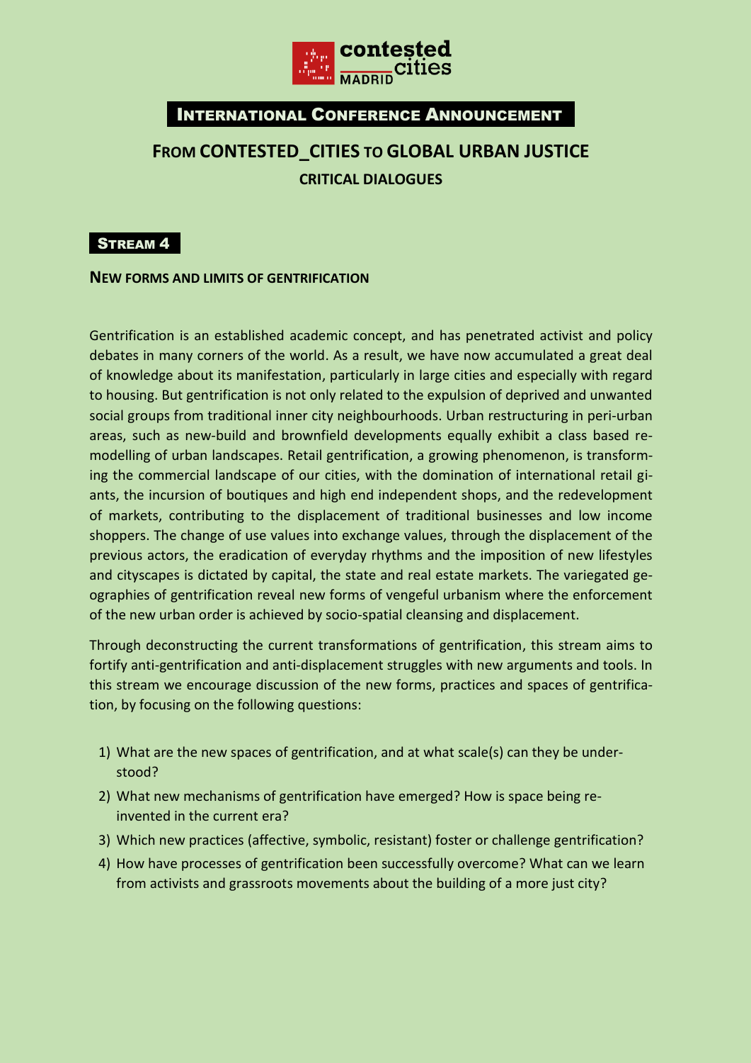contested cities MADRID

## International Conference Announcement

# From CONTESTED_CITIES to GLOBAL URBAN JUSTICE

## CRITICAL DIALOGUES

### Stream 4

**New forms and limits of gentrification**

Gentrification is an established academic concept, and has penetrated activist and policy debates in many corners of the world. As a result, we have now accumulated a great deal of knowledge about its manifestation, particularly in large cities and especially with regard to housing. But gentrification is not only related to the expulsion of deprived and unwanted social groups from traditional inner city neighbourhoods. Urban restructuring in peri-urban areas, such as new-build and brownfield developments equally exhibit a class based re-modelling of urban landscapes. Retail gentrification, a growing phenomenon, is transforming the commercial landscape of our cities, with the domination of international retail giants, the incursion of boutiques and high end independent shops, and the redevelopment of markets, contributing to the displacement of traditional businesses and low income shoppers. The change of use values into exchange values, through the displacement of the previous actors, the eradication of everyday rhythms and the imposition of new lifestyles and cityscapes is dictated by capital, the state and real estate markets. The variegated geographies of gentrification reveal new forms of vengeful urbanism where the enforcement of the new urban order is achieved by socio-spatial cleansing and displacement.

Through deconstructing the current transformations of gentrification, this stream aims to fortify anti-gentrification and anti-displacement struggles with new arguments and tools. In this stream we encourage discussion of the new forms, practices and spaces of gentrification, by focusing on the following questions:

1) What are the new spaces of gentrification, and at what scale(s) can they be understood?
2) What new mechanisms of gentrification have emerged? How is space being re-invented in the current era?
3) Which new practices (affective, symbolic, resistant) foster or challenge gentrification?
4) How have processes of gentrification been successfully overcome? What can we learn from activists and grassroots movements about the building of a more just city?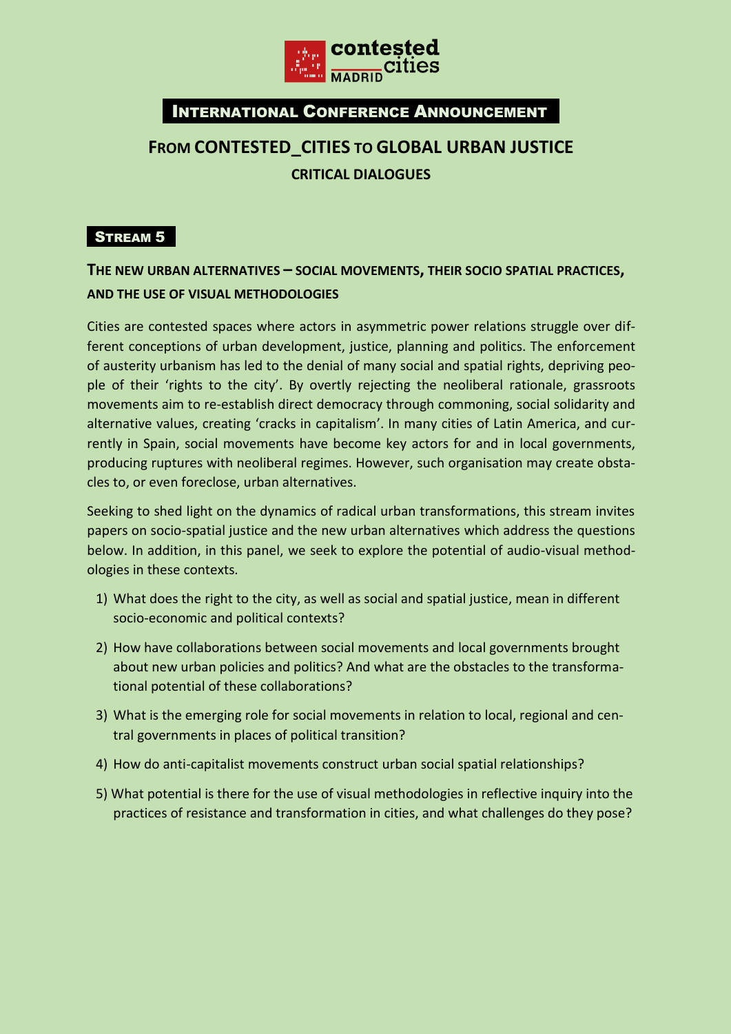contested cities MADRID

## International Conference Announcement

# From CONTESTED_CITIES to GLOBAL URBAN JUSTICE

### CRITICAL DIALOGUES

**Stream 5**

### The new urban alternatives – social movements, their socio spatial practices, and the use of visual methodologies

Cities are contested spaces where actors in asymmetric power relations struggle over different conceptions of urban development, justice, planning and politics. The enforcement of austerity urbanism has led to the denial of many social and spatial rights, depriving people of their 'rights to the city'. By overtly rejecting the neoliberal rationale, grassroots movements aim to re-establish direct democracy through commoning, social solidarity and alternative values, creating 'cracks in capitalism'. In many cities of Latin America, and currently in Spain, social movements have become key actors for and in local governments, producing ruptures with neoliberal regimes. However, such organisation may create obstacles to, or even foreclose, urban alternatives.

Seeking to shed light on the dynamics of radical urban transformations, this stream invites papers on socio-spatial justice and the new urban alternatives which address the questions below. In addition, in this panel, we seek to explore the potential of audio-visual methodologies in these contexts.

1) What does the right to the city, as well as social and spatial justice, mean in different socio-economic and political contexts?
2) How have collaborations between social movements and local governments brought about new urban policies and politics? And what are the obstacles to the transformational potential of these collaborations?
3) What is the emerging role for social movements in relation to local, regional and central governments in places of political transition?
4) How do anti-capitalist movements construct urban social spatial relationships?
5) What potential is there for the use of visual methodologies in reflective inquiry into the practices of resistance and transformation in cities, and what challenges do they pose?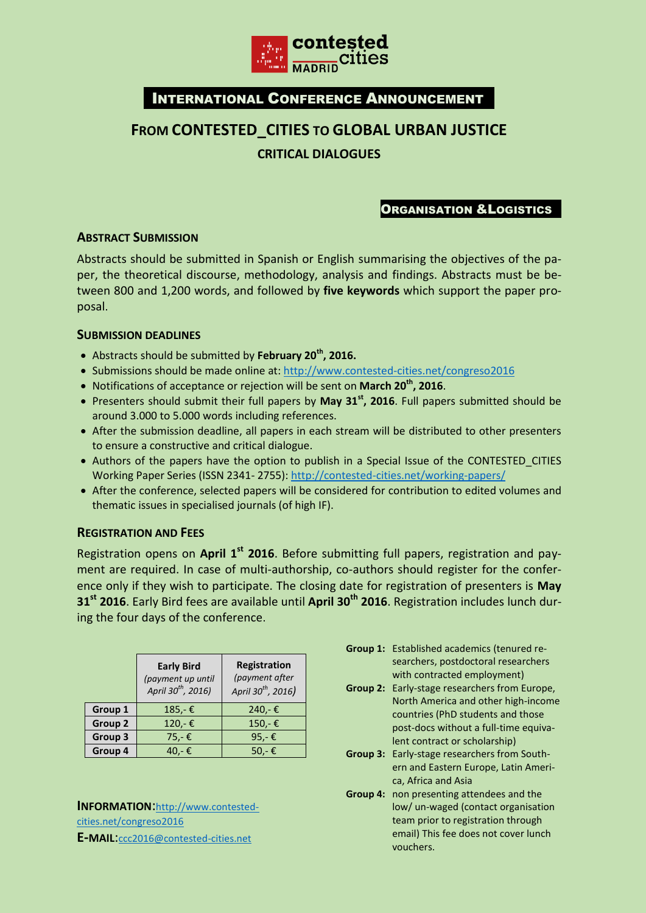contested cities MADRID

## INTERNATIONAL CONFERENCE ANNOUNCEMENT

# FROM CONTESTED_CITIES TO GLOBAL URBAN JUSTICE

## CRITICAL DIALOGUES

## ORGANISATION & LOGISTICS

### ABSTRACT SUBMISSION

Abstracts should be submitted in Spanish or English summarising the objectives of the paper, the theoretical discourse, methodology, analysis and findings. Abstracts must be between 800 and 1,200 words, and followed by **five keywords** which support the paper proposal.

### SUBMISSION DEADLINES

- Abstracts should be submitted by **February 20th, 2016.**
- Submissions should be made online at: http://www.contested-cities.net/congreso2016
- Notifications of acceptance or rejection will be sent on **March 20th, 2016**.
- Presenters should submit their full papers by **May 31st, 2016**. Full papers submitted should be around 3.000 to 5.000 words including references.
- After the submission deadline, all papers in each stream will be distributed to other presenters to ensure a constructive and critical dialogue.
- Authors of the papers have the option to publish in a Special Issue of the CONTESTED_CITIES Working Paper Series (ISSN 2341- 2755): http://contested-cities.net/working-papers/
- After the conference, selected papers will be considered for contribution to edited volumes and thematic issues in specialised journals (of high IF).

### REGISTRATION AND FEES

Registration opens on **April 1st 2016**. Before submitting full papers, registration and payment are required. In case of multi-authorship, co-authors should register for the conference only if they wish to participate. The closing date for registration of presenters is **May 31st 2016**. Early Bird fees are available until **April 30th 2016**. Registration includes lunch during the four days of the conference.

| | **Early Bird** *(payment up until April 30th, 2016)* | **Registration** *(payment after April 30th, 2016)* |
|---|---|---|
| **Group 1** | 185,- € | 240,- € |
| **Group 2** | 120,- € | 150,- € |
| **Group 3** | 75,- € | 95,- € |
| **Group 4** | 40,- € | 50,- € |

**Group 1:** Established academics (tenured researchers, postdoctoral researchers with contracted employment)

**Group 2:** Early-stage researchers from Europe, North America and other high-income countries (PhD students and those post-docs without a full-time equivalent contract or scholarship)

**Group 3:** Early-stage researchers from Southern and Eastern Europe, Latin America, Africa and Asia

**Group 4:** non presenting attendees and the low/ un-waged (contact organisation team prior to registration through email) This fee does not cover lunch vouchers.

**INFORMATION:** http://www.contested-cities.net/congreso2016

**E-MAIL:** ccc2016@contested-cities.net